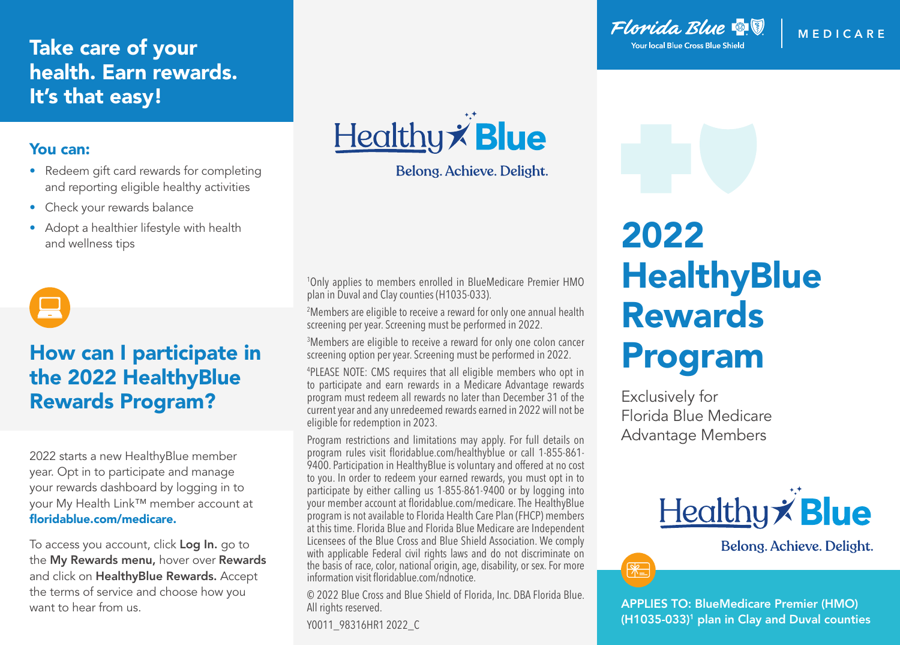## Take care of your health. Earn rewards. It's that easy!

### You can:

- Redeem gift card rewards for completing and reporting eligible healthy activities
- Check your rewards balance
- Adopt a healthier lifestyle with health and wellness tips

## How can I participate in the 2022 HealthyBlue Rewards Program?

2022 starts a new HealthyBlue member year. Opt in to participate and manage your rewards dashboard by logging in to your My Health Link™ member account at **floridablue.com/medicare.**

To access you account, click **Log In.** go to the **My Rewards menu,** hover over **Rewards** and click on **HealthyBlue Rewards.** Accept the terms of service and choose how you want to hear from us.

HealthyBlue

Belong. Achieve. Delight.

[1]Only applies to members enrolled in BlueMedicare Premier HMO plan in Duval and Clay counties (H1035-033).

[2]Members are eligible to receive a reward for only one annual health screening per year. Screening must be performed in 2022.

[3]Members are eligible to receive a reward for only one colon cancer screening option per year. Screening must be performed in 2022.

[4]PLEASE NOTE: CMS requires that all eligible members who opt in to participate and earn rewards in a Medicare Advantage rewards program must redeem all rewards no later than December 31 of the current year and any unredeemed rewards earned in 2022 will not be eligible for redemption in 2023.

Program restrictions and limitations may apply. For full details on program rules visit floridablue.com/healthyblue or call 1-855-861-9400. Participation in HealthyBlue is voluntary and offered at no cost to you. In order to redeem your earned rewards, you must opt in to participate by either calling us 1-855-861-9400 or by logging into your member account at floridablue.com/medicare. The HealthyBlue program is not available to Florida Health Care Plan (FHCP) members at this time. Florida Blue and Florida Blue Medicare are Independent Licensees of the Blue Cross and Blue Shield Association. We comply with applicable Federal civil rights laws and do not discriminate on the basis of race, color, national origin, age, disability, or sex. For more information visit floridablue.com/ndnotice.

© 2022 Blue Cross and Blue Shield of Florida, Inc. DBA Florida Blue. All rights reserved.

Y0011_98316HR1 2022_C

Florida Blue | MEDICARE

Your local Blue Cross Blue Shield

# 2022 HealthyBlue Rewards Program

Exclusively for Florida Blue Medicare Advantage Members

HealthyBlue

Belong. Achieve. Delight.

**APPLIES TO: BlueMedicare Premier (HMO) (H1035-033)[1] plan in Clay and Duval counties**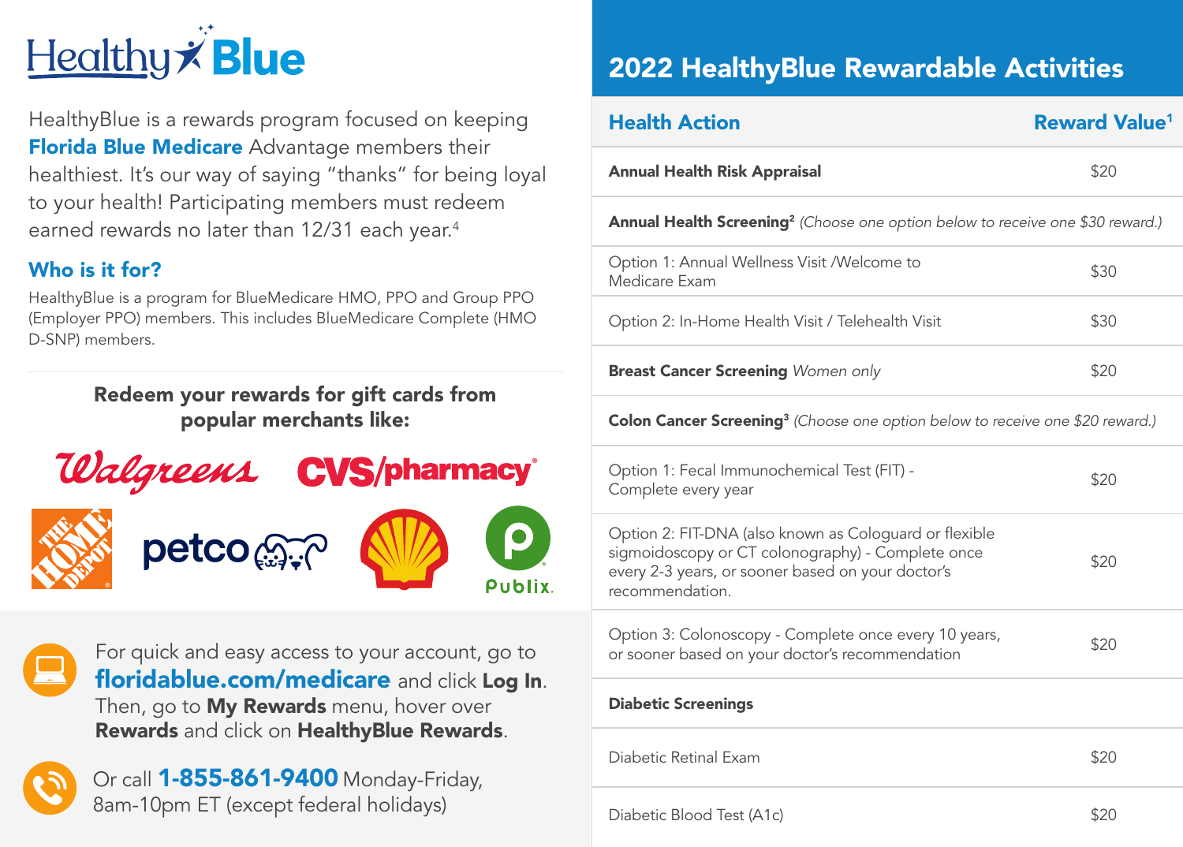# HealthyBlue

HealthyBlue is a rewards program focused on keeping **Florida Blue Medicare** Advantage members their healthiest. It's our way of saying "thanks" for being loyal to your health! Participating members must redeem earned rewards no later than 12/31 each year.[4]

## Who is it for?

HealthyBlue is a program for BlueMedicare HMO, PPO and Group PPO (Employer PPO) members. This includes BlueMedicare Complete (HMO D-SNP) members.

**Redeem your rewards for gift cards from popular merchants like:**

Walgreens, CVS/pharmacy, The Home Depot, petco, Shell, Publix.

For quick and easy access to your account, go to **floridablue.com/medicare** and click **Log In**. Then, go to **My Rewards** menu, hover over **Rewards** and click on **HealthyBlue Rewards**.

Or call **1-855-861-9400** Monday-Friday, 8am-10pm ET (except federal holidays)

## 2022 HealthyBlue Rewardable Activities

| Health Action | Reward Value[1] |
| --- | --- |
| **Annual Health Risk Appraisal** | $20 |
| **Annual Health Screening[2]** *(Choose one option below to receive one $30 reward.)* | |
| Option 1: Annual Wellness Visit /Welcome to Medicare Exam | $30 |
| Option 2: In-Home Health Visit / Telehealth Visit | $30 |
| **Breast Cancer Screening** *Women only* | $20 |
| **Colon Cancer Screening[3]** *(Choose one option below to receive one $20 reward.)* | |
| Option 1: Fecal Immunochemical Test (FIT) - Complete every year | $20 |
| Option 2: FIT-DNA (also known as Cologuard or flexible sigmoidoscopy or CT colonography) - Complete once every 2-3 years, or sooner based on your doctor's recommendation. | $20 |
| Option 3: Colonoscopy - Complete once every 10 years, or sooner based on your doctor's recommendation | $20 |
| **Diabetic Screenings** | |
| Diabetic Retinal Exam | $20 |
| Diabetic Blood Test (A1c) | $20 |